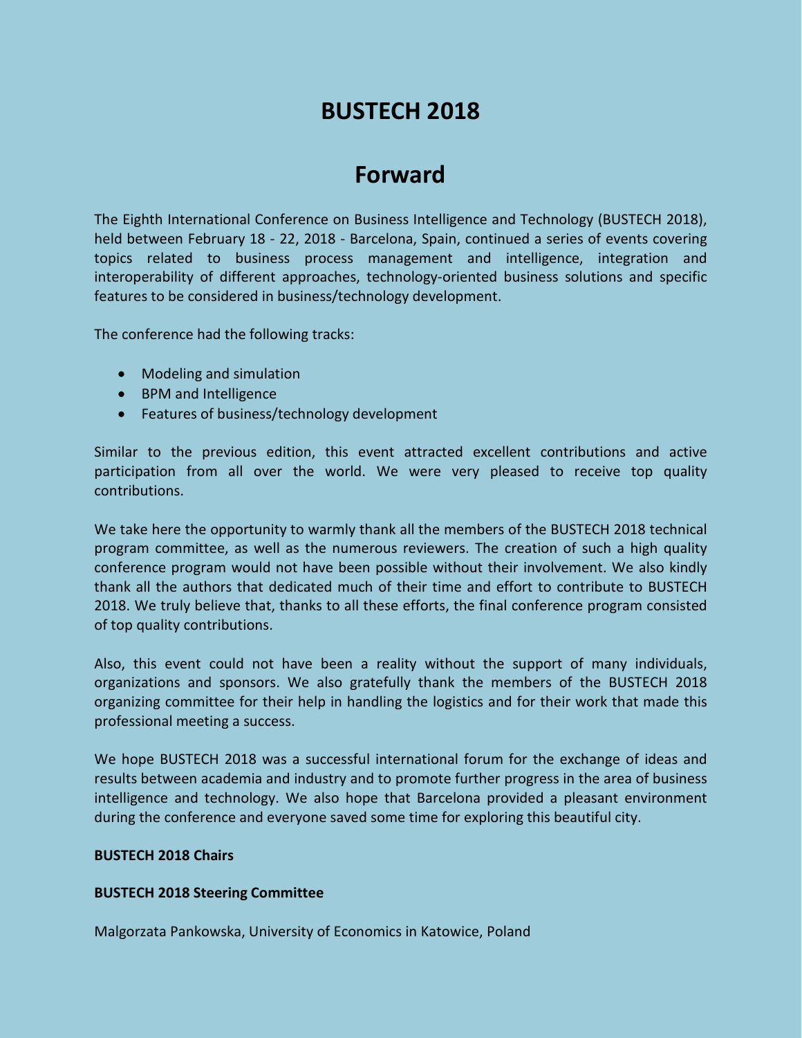# BUSTECH 2018

## Forward

The Eighth International Conference on Business Intelligence and Technology (BUSTECH 2018), held between February 18 - 22, 2018 - Barcelona, Spain, continued a series of events covering topics related to business process management and intelligence, integration and interoperability of different approaches, technology-oriented business solutions and specific features to be considered in business/technology development.

The conference had the following tracks:

- Modeling and simulation
- BPM and Intelligence
- Features of business/technology development

Similar to the previous edition, this event attracted excellent contributions and active participation from all over the world. We were very pleased to receive top quality contributions.

We take here the opportunity to warmly thank all the members of the BUSTECH 2018 technical program committee, as well as the numerous reviewers. The creation of such a high quality conference program would not have been possible without their involvement. We also kindly thank all the authors that dedicated much of their time and effort to contribute to BUSTECH 2018. We truly believe that, thanks to all these efforts, the final conference program consisted of top quality contributions.

Also, this event could not have been a reality without the support of many individuals, organizations and sponsors. We also gratefully thank the members of the BUSTECH 2018 organizing committee for their help in handling the logistics and for their work that made this professional meeting a success.

We hope BUSTECH 2018 was a successful international forum for the exchange of ideas and results between academia and industry and to promote further progress in the area of business intelligence and technology. We also hope that Barcelona provided a pleasant environment during the conference and everyone saved some time for exploring this beautiful city.

**BUSTECH 2018 Chairs**

**BUSTECH 2018 Steering Committee**

Malgorzata Pankowska, University of Economics in Katowice, Poland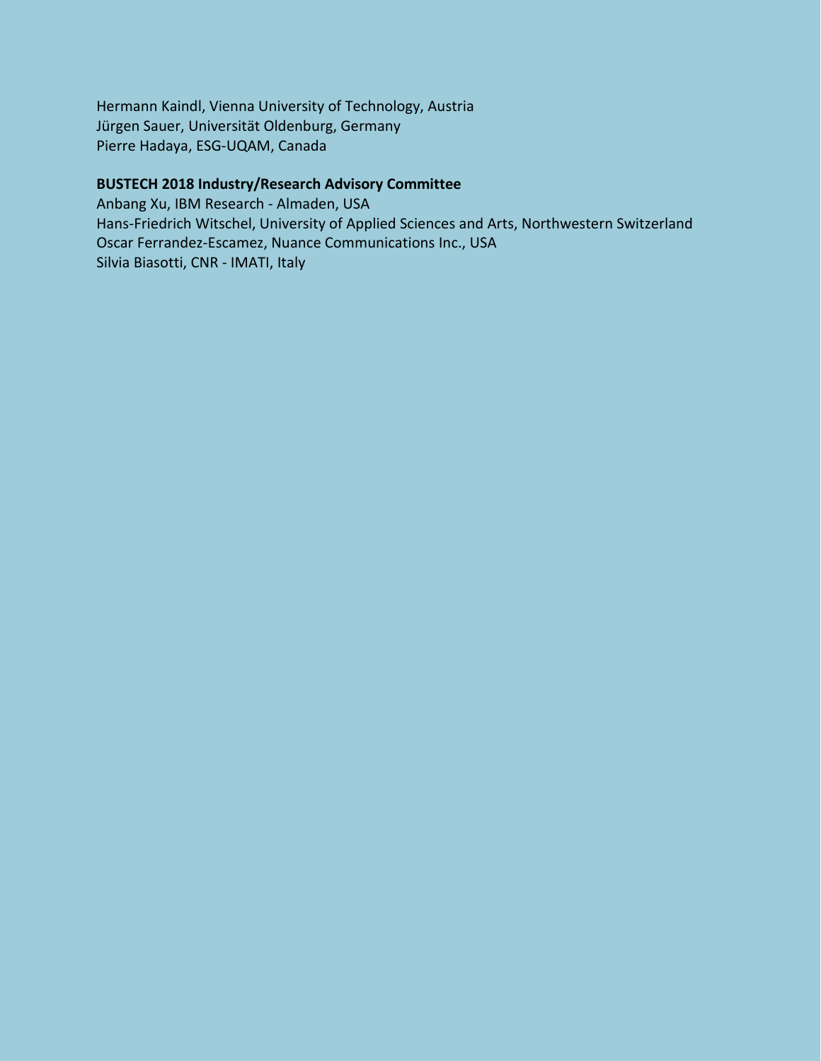Hermann Kaindl, Vienna University of Technology, Austria
Jürgen Sauer, Universität Oldenburg, Germany
Pierre Hadaya, ESG-UQAM, Canada

**BUSTECH 2018 Industry/Research Advisory Committee**

Anbang Xu, IBM Research - Almaden, USA
Hans-Friedrich Witschel, University of Applied Sciences and Arts, Northwestern Switzerland
Oscar Ferrandez-Escamez, Nuance Communications Inc., USA
Silvia Biasotti, CNR - IMATI, Italy